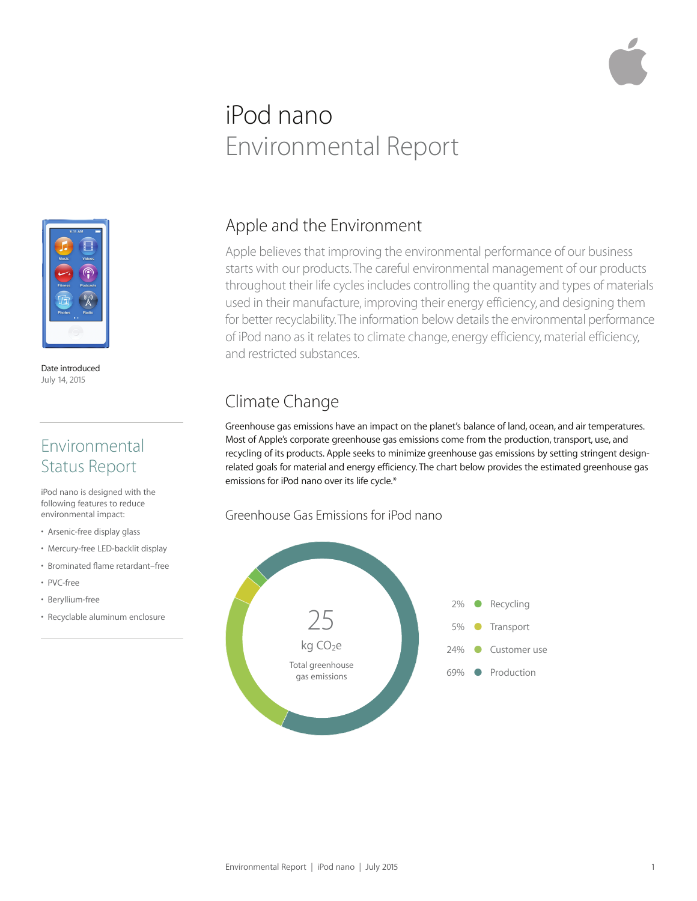# iPod nano
# Environmental Report

Date introduced
July 14, 2015

## Environmental Status Report

iPod nano is designed with the following features to reduce environmental impact:

- Arsenic-free display glass
- Mercury-free LED-backlit display
- Brominated flame retardant–free
- PVC-free
- Beryllium-free
- Recyclable aluminum enclosure

## Apple and the Environment

Apple believes that improving the environmental performance of our business starts with our products. The careful environmental management of our products throughout their life cycles includes controlling the quantity and types of materials used in their manufacture, improving their energy efficiency, and designing them for better recyclability. The information below details the environmental performance of iPod nano as it relates to climate change, energy efficiency, material efficiency, and restricted substances.

## Climate Change

Greenhouse gas emissions have an impact on the planet's balance of land, ocean, and air temperatures. Most of Apple's corporate greenhouse gas emissions come from the production, transport, use, and recycling of its products. Apple seeks to minimize greenhouse gas emissions by setting stringent design-related goals for material and energy efficiency. The chart below provides the estimated greenhouse gas emissions for iPod nano over its life cycle.*

### Greenhouse Gas Emissions for iPod nano

25 kg $CO_2e$
Total greenhouse gas emissions

| Share | Category |
|---|---|
| 2% | Recycling |
| 5% | Transport |
| 24% | Customer use |
| 69% | Production |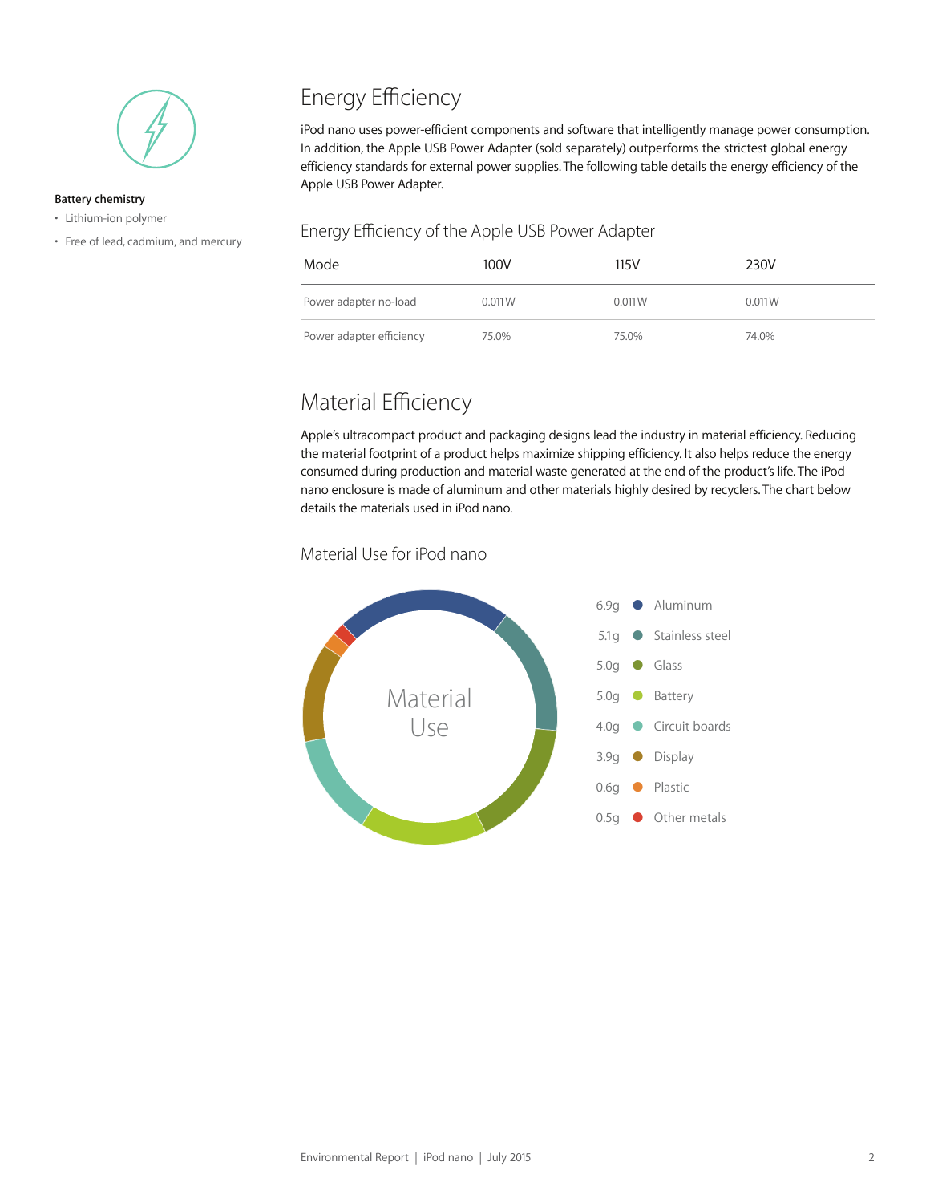**Battery chemistry**

- Lithium-ion polymer
- Free of lead, cadmium, and mercury

## Energy Efficiency

iPod nano uses power-efficient components and software that intelligently manage power consumption. In addition, the Apple USB Power Adapter (sold separately) outperforms the strictest global energy efficiency standards for external power supplies. The following table details the energy efficiency of the Apple USB Power Adapter.

### Energy Efficiency of the Apple USB Power Adapter

| Mode | 100V | 115V | 230V |
|---|---|---|---|
| Power adapter no-load | 0.011W | 0.011W | 0.011W |
| Power adapter efficiency | 75.0% | 75.0% | 74.0% |

## Material Efficiency

Apple's ultracompact product and packaging designs lead the industry in material efficiency. Reducing the material footprint of a product helps maximize shipping efficiency. It also helps reduce the energy consumed during production and material waste generated at the end of the product's life. The iPod nano enclosure is made of aluminum and other materials highly desired by recyclers. The chart below details the materials used in iPod nano.

### Material Use for iPod nano

Material Use

| Weight | Material |
|---|---|
| 6.9g | Aluminum |
| 5.1g | Stainless steel |
| 5.0g | Glass |
| 5.0g | Battery |
| 4.0g | Circuit boards |
| 3.9g | Display |
| 0.6g | Plastic |
| 0.5g | Other metals |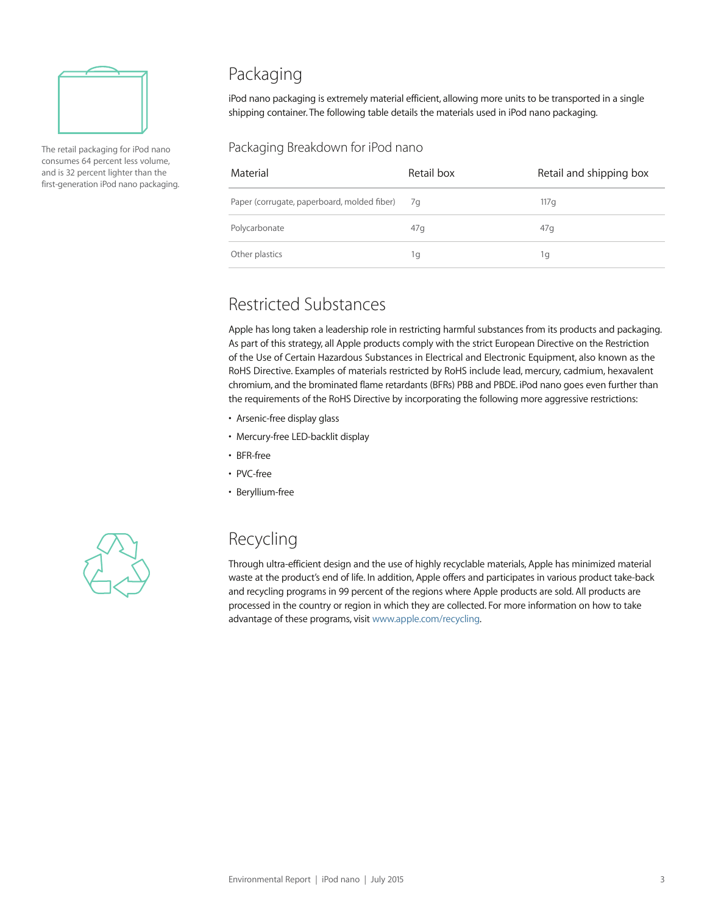The retail packaging for iPod nano consumes 64 percent less volume, and is 32 percent lighter than the first-generation iPod nano packaging.

## Packaging

iPod nano packaging is extremely material efficient, allowing more units to be transported in a single shipping container. The following table details the materials used in iPod nano packaging.

### Packaging Breakdown for iPod nano

| Material | Retail box | Retail and shipping box |
| --- | --- | --- |
| Paper (corrugate, paperboard, molded fiber) | 7g | 117g |
| Polycarbonate | 47g | 47g |
| Other plastics | 1g | 1g |

## Restricted Substances

Apple has long taken a leadership role in restricting harmful substances from its products and packaging. As part of this strategy, all Apple products comply with the strict European Directive on the Restriction of the Use of Certain Hazardous Substances in Electrical and Electronic Equipment, also known as the RoHS Directive. Examples of materials restricted by RoHS include lead, mercury, cadmium, hexavalent chromium, and the brominated flame retardants (BFRs) PBB and PBDE. iPod nano goes even further than the requirements of the RoHS Directive by incorporating the following more aggressive restrictions:

- Arsenic-free display glass
- Mercury-free LED-backlit display
- BFR-free
- PVC-free
- Beryllium-free

## Recycling

Through ultra-efficient design and the use of highly recyclable materials, Apple has minimized material waste at the product's end of life. In addition, Apple offers and participates in various product take-back and recycling programs in 99 percent of the regions where Apple products are sold. All products are processed in the country or region in which they are collected. For more information on how to take advantage of these programs, visit www.apple.com/recycling.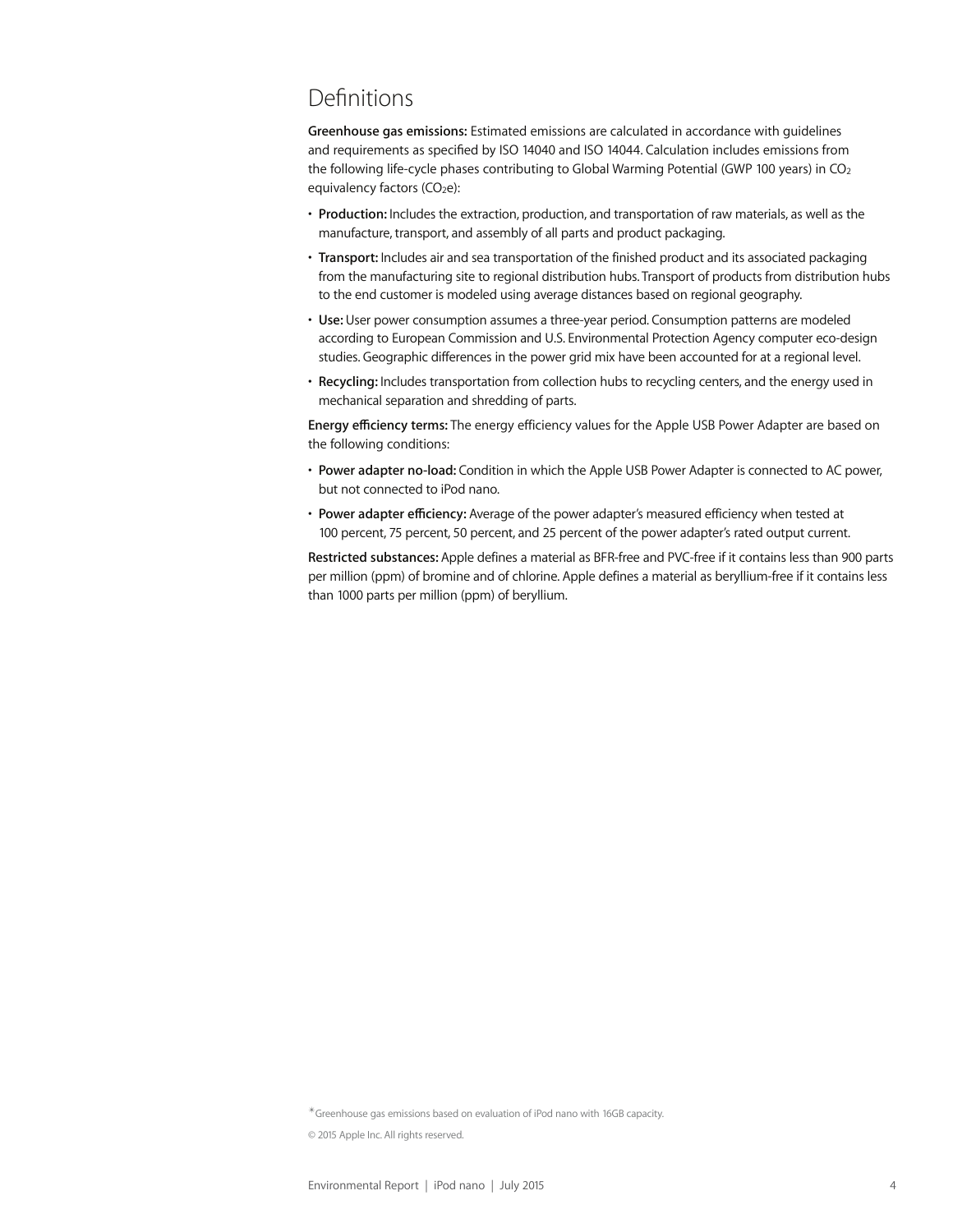# Definitions

**Greenhouse gas emissions:** Estimated emissions are calculated in accordance with guidelines and requirements as specified by ISO 14040 and ISO 14044. Calculation includes emissions from the following life-cycle phases contributing to Global Warming Potential (GWP 100 years) in $CO_2$ equivalency factors ($CO_2e$):

- **Production:** Includes the extraction, production, and transportation of raw materials, as well as the manufacture, transport, and assembly of all parts and product packaging.
- **Transport:** Includes air and sea transportation of the finished product and its associated packaging from the manufacturing site to regional distribution hubs. Transport of products from distribution hubs to the end customer is modeled using average distances based on regional geography.
- **Use:** User power consumption assumes a three-year period. Consumption patterns are modeled according to European Commission and U.S. Environmental Protection Agency computer eco-design studies. Geographic differences in the power grid mix have been accounted for at a regional level.
- **Recycling:** Includes transportation from collection hubs to recycling centers, and the energy used in mechanical separation and shredding of parts.

**Energy efficiency terms:** The energy efficiency values for the Apple USB Power Adapter are based on the following conditions:

- **Power adapter no-load:** Condition in which the Apple USB Power Adapter is connected to AC power, but not connected to iPod nano.
- **Power adapter efficiency:** Average of the power adapter's measured efficiency when tested at 100 percent, 75 percent, 50 percent, and 25 percent of the power adapter's rated output current.

**Restricted substances:** Apple defines a material as BFR-free and PVC-free if it contains less than 900 parts per million (ppm) of bromine and of chlorine. Apple defines a material as beryllium-free if it contains less than 1000 parts per million (ppm) of beryllium.

*Greenhouse gas emissions based on evaluation of iPod nano with 16GB capacity.

© 2015 Apple Inc. All rights reserved.